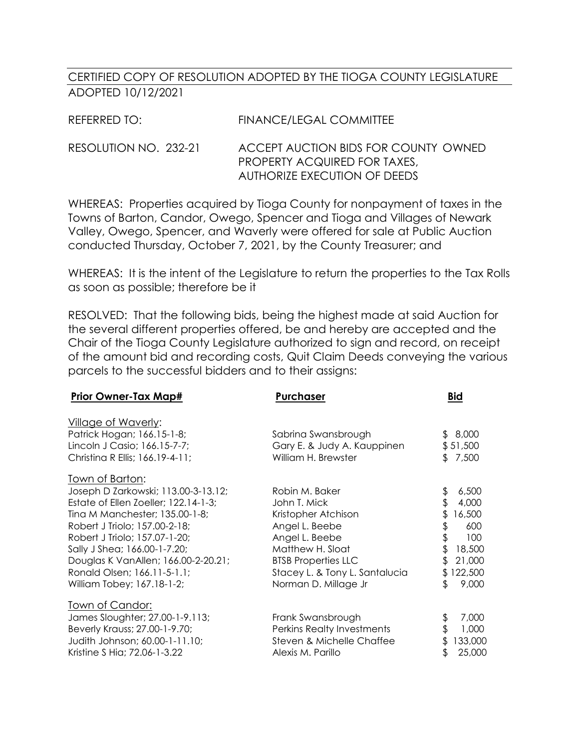CERTIFIED COPY OF RESOLUTION ADOPTED BY THE TIOGA COUNTY LEGISLATURE
ADOPTED 10/12/2021

REFERRED TO: FINANCE/LEGAL COMMITTEE

RESOLUTION NO. 232-21 ACCEPT AUCTION BIDS FOR COUNTY OWNED PROPERTY ACQUIRED FOR TAXES, AUTHORIZE EXECUTION OF DEEDS

WHEREAS: Properties acquired by Tioga County for nonpayment of taxes in the Towns of Barton, Candor, Owego, Spencer and Tioga and Villages of Newark Valley, Owego, Spencer, and Waverly were offered for sale at Public Auction conducted Thursday, October 7, 2021, by the County Treasurer; and

WHEREAS: It is the intent of the Legislature to return the properties to the Tax Rolls as soon as possible; therefore be it

RESOLVED: That the following bids, being the highest made at said Auction for the several different properties offered, be and hereby are accepted and the Chair of the Tioga County Legislature authorized to sign and record, on receipt of the amount bid and recording costs, Quit Claim Deeds conveying the various parcels to the successful bidders and to their assigns:

| **Prior Owner-Tax Map#** | **Purchaser** | **Bid** |
|---|---|---|
| Village of Waverly: | | |
| Patrick Hogan; 166.15-1-8; | Sabrina Swansbrough | $ 8,000 |
| Lincoln J Casio; 166.15-7-7; | Gary E. & Judy A. Kauppinen | $ 51,500 |
| Christina R Ellis; 166.19-4-11; | William H. Brewster | $ 7,500 |
| Town of Barton: | | |
| Joseph D Zarkowski; 113.00-3-13.12; | Robin M. Baker | $ 6,500 |
| Estate of Ellen Zoeller; 122.14-1-3; | John T. Mick | $ 4,000 |
| Tina M Manchester; 135.00-1-8; | Kristopher Atchison | $ 16,500 |
| Robert J Triolo; 157.00-2-18; | Angel L. Beebe | $ 600 |
| Robert J Triolo; 157.07-1-20; | Angel L. Beebe | $ 100 |
| Sally J Shea; 166.00-1-7.20; | Matthew H. Sloat | $ 18,500 |
| Douglas K VanAllen; 166.00-2-20.21; | BTSB Properties LLC | $ 21,000 |
| Ronald Olsen; 166.11-5-1.1; | Stacey L. & Tony L. Santalucia | $ 122,500 |
| William Tobey; 167.18-1-2; | Norman D. Millage Jr | $ 9,000 |
| Town of Candor: | | |
| James Sloughter; 27.00-1-9.113; | Frank Swansbrough | $ 7,000 |
| Beverly Krauss; 27.00-1-9.70; | Perkins Realty Investments | $ 1,000 |
| Judith Johnson; 60.00-1-11.10; | Steven & Michelle Chaffee | $ 133,000 |
| Kristine S Hia; 72.06-1-3.22 | Alexis M. Parillo | $ 25,000 |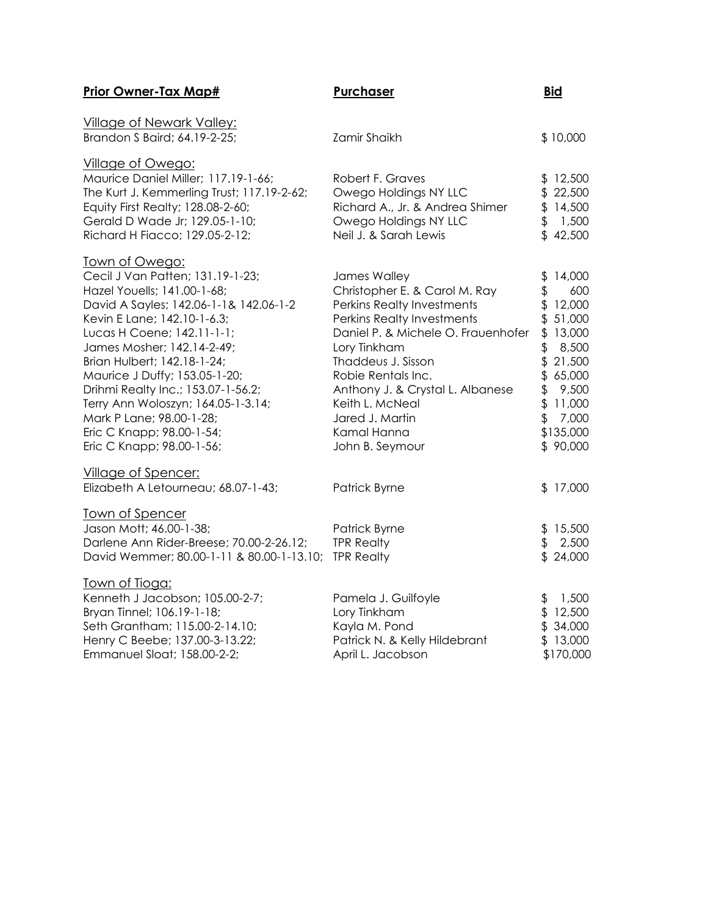| **Prior Owner-Tax Map#** | **Purchaser** | **Bid** |
| --- | --- | --- |
| Village of Newark Valley: | | |
| Brandon S Baird; 64.19-2-25; | Zamir Shaikh | $ 10,000 |
| Village of Owego: | | |
| Maurice Daniel Miller; 117.19-1-66; | Robert F. Graves | $ 12,500 |
| The Kurt J. Kemmerling Trust; 117.19-2-62; | Owego Holdings NY LLC | $ 22,500 |
| Equity First Realty; 128.08-2-60; | Richard A., Jr. & Andrea Shimer | $ 14,500 |
| Gerald D Wade Jr; 129.05-1-10; | Owego Holdings NY LLC | $ 1,500 |
| Richard H Fiacco; 129.05-2-12; | Neil J. & Sarah Lewis | $ 42,500 |
| Town of Owego: | | |
| Cecil J Van Patten; 131.19-1-23; | James Walley | $ 14,000 |
| Hazel Youells; 141.00-1-68; | Christopher E. & Carol M. Ray | $ 600 |
| David A Sayles; 142.06-1-1& 142.06-1-2 | Perkins Realty Investments | $ 12,000 |
| Kevin E Lane; 142.10-1-6.3; | Perkins Realty Investments | $ 51,000 |
| Lucas H Coene; 142.11-1-1; | Daniel P. & Michele O. Frauenhofer | $ 13,000 |
| James Mosher; 142.14-2-49; | Lory Tinkham | $ 8,500 |
| Brian Hulbert; 142.18-1-24; | Thaddeus J. Sisson | $ 21,500 |
| Maurice J Duffy; 153.05-1-20; | Robie Rentals Inc. | $ 65,000 |
| Drihmi Realty Inc.; 153.07-1-56.2; | Anthony J. & Crystal L. Albanese | $ 9,500 |
| Terry Ann Woloszyn; 164.05-1-3.14; | Keith L. McNeal | $ 11,000 |
| Mark P Lane; 98.00-1-28; | Jared J. Martin | $ 7,000 |
| Eric C Knapp; 98.00-1-54; | Kamal Hanna | $135,000 |
| Eric C Knapp; 98.00-1-56; | John B. Seymour | $ 90,000 |
| Village of Spencer: | | |
| Elizabeth A Letourneau; 68.07-1-43; | Patrick Byrne | $ 17,000 |
| Town of Spencer | | |
| Jason Mott; 46.00-1-38; | Patrick Byrne | $ 15,500 |
| Darlene Ann Rider-Breese; 70.00-2-26.12; | TPR Realty | $ 2,500 |
| David Wemmer; 80.00-1-11 & 80.00-1-13.10; | TPR Realty | $ 24,000 |
| Town of Tioga: | | |
| Kenneth J Jacobson; 105.00-2-7; | Pamela J. Guilfoyle | $ 1,500 |
| Bryan Tinnel; 106.19-1-18; | Lory Tinkham | $ 12,500 |
| Seth Grantham; 115.00-2-14.10; | Kayla M. Pond | $ 34,000 |
| Henry C Beebe; 137.00-3-13.22; | Patrick N. & Kelly Hildebrant | $ 13,000 |
| Emmanuel Sloat; 158.00-2-2; | April L. Jacobson | $170,000 |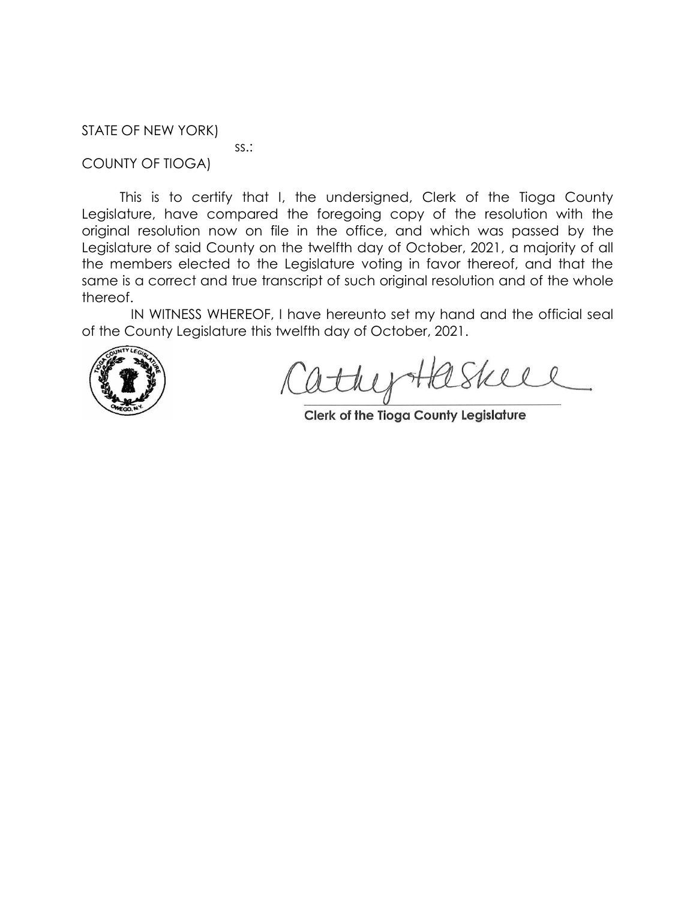STATE OF NEW YORK)

ss.:

COUNTY OF TIOGA)

This is to certify that I, the undersigned, Clerk of the Tioga County Legislature, have compared the foregoing copy of the resolution with the original resolution now on file in the office, and which was passed by the Legislature of said County on the twelfth day of October, 2021, a majority of all the members elected to the Legislature voting in favor thereof, and that the same is a correct and true transcript of such original resolution and of the whole thereof.

IN WITNESS WHEREOF, I have hereunto set my hand and the official seal of the County Legislature this twelfth day of October, 2021.

Cathy Haskell

Clerk of the Tioga County Legislature